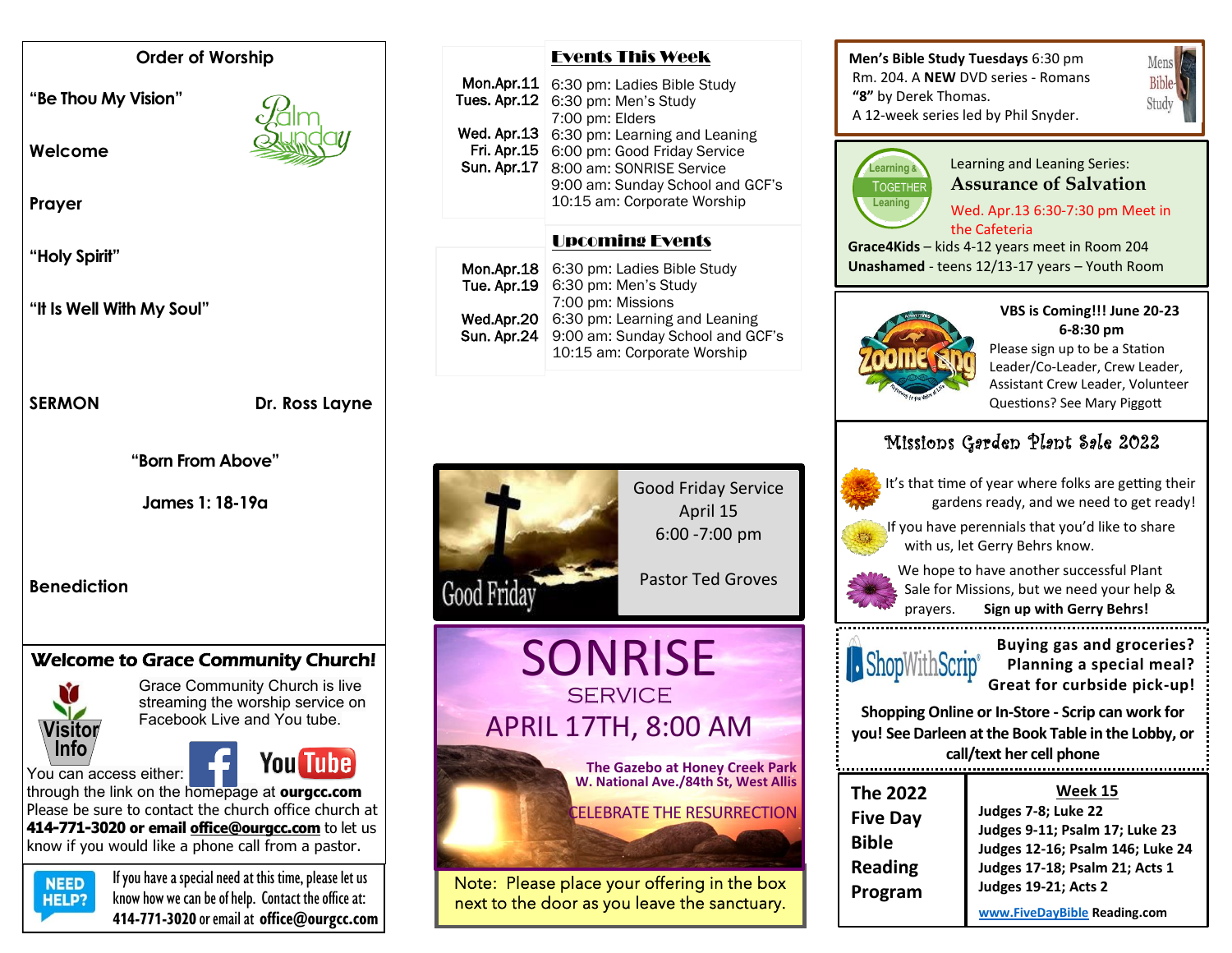## Order of Worship

Palm Sunday

"Be Thou My Vision"

Welcome

Prayer

"Holy Spirit"

"It Is Well With My Soul"

**SERMON** — Dr. Ross Layne

"Born From Above"

James 1: 18-19a

Benediction

## Welcome to Grace Community Church!

Visitor Info

Grace Community Church is live streaming the worship service on Facebook Live and You tube.

You can access either: Facebook YouTube through the link on the homepage at **ourgcc.com**

Please be sure to contact the church office church at **414-771-3020 or email office@ourgcc.com** to let us know if you would like a phone call from a pastor.

NEED HELP? If you have a special need at this time, please let us know how we can be of help. Contact the office at: **414-771-3020** or email at **office@ourgcc.com**

## Events This Week

| | |
|---|---|
| Mon.Apr.11 | 6:30 pm: Ladies Bible Study |
| Tues. Apr.12 | 6:30 pm: Men's Study<br>7:00 pm: Elders |
| Wed. Apr.13 | 6:30 pm: Learning and Leaning |
| Fri. Apr.15 | 6:00 pm: Good Friday Service |
| Sun. Apr.17 | 8:00 am: SONRISE Service<br>9:00 am: Sunday School and GCF's<br>10:15 am: Corporate Worship |

## Upcoming Events

| | |
|---|---|
| Mon.Apr.18 | 6:30 pm: Ladies Bible Study |
| Tue. Apr.19 | 6:30 pm: Men's Study<br>7:00 pm: Missions |
| Wed.Apr.20 | 6:30 pm: Learning and Leaning |
| Sun. Apr.24 | 9:00 am: Sunday School and GCF's<br>10:15 am: Corporate Worship |

Good Friday

Good Friday Service
April 15
6:00 -7:00 pm

Pastor Ted Groves

# SONRISE
SERVICE
APRIL 17TH, 8:00 AM

**The Gazebo at Honey Creek Park**
**W. National Ave./84th St, West Allis**

CELEBRATE THE RESURRECTION

Note: Please place your offering in the box next to the door as you leave the sanctuary.

**Men's Bible Study Tuesdays** 6:30 pm
Rm. 204. A **NEW** DVD series - Romans **"8"** by Derek Thomas.
A 12-week series led by Phil Snyder.

Mens Bible Study

Learning & TOGETHER Leaning

Learning and Leaning Series:
**Assurance of Salvation**
Wed. Apr.13 6:30-7:30 pm Meet in the Cafeteria

**Grace4Kids** – kids 4-12 years meet in Room 204
**Unashamed** - teens 12/13-17 years – Youth Room

Zoomerang

**VBS is Coming!!! June 20-23**
**6-8:30 pm**
Please sign up to be a Station Leader/Co-Leader, Crew Leader, Assistant Crew Leader, Volunteer
Questions? See Mary Piggott

## Missions Garden Plant Sale 2022

It's that time of year where folks are getting their gardens ready, and we need to get ready!

If you have perennials that you'd like to share with us, let Gerry Behrs know.

We hope to have another successful Plant Sale for Missions, but we need your help & prayers. **Sign up with Gerry Behrs!**

ShopWithScrip

**Buying gas and groceries? Planning a special meal? Great for curbside pick-up!**

**Shopping Online or In-Store - Scrip can work for you! See Darleen at the Book Table in the Lobby, or call/text her cell phone**

| **The 2022 Five Day Bible Reading Program** | **Week 15** |
|---|---|
| | Judges 7-8; Luke 22<br>Judges 9-11; Psalm 17; Luke 23<br>Judges 12-16; Psalm 146; Luke 24<br>Judges 17-18; Psalm 21; Acts 1<br>Judges 19-21; Acts 2 |
| | www.FiveDayBible Reading.com |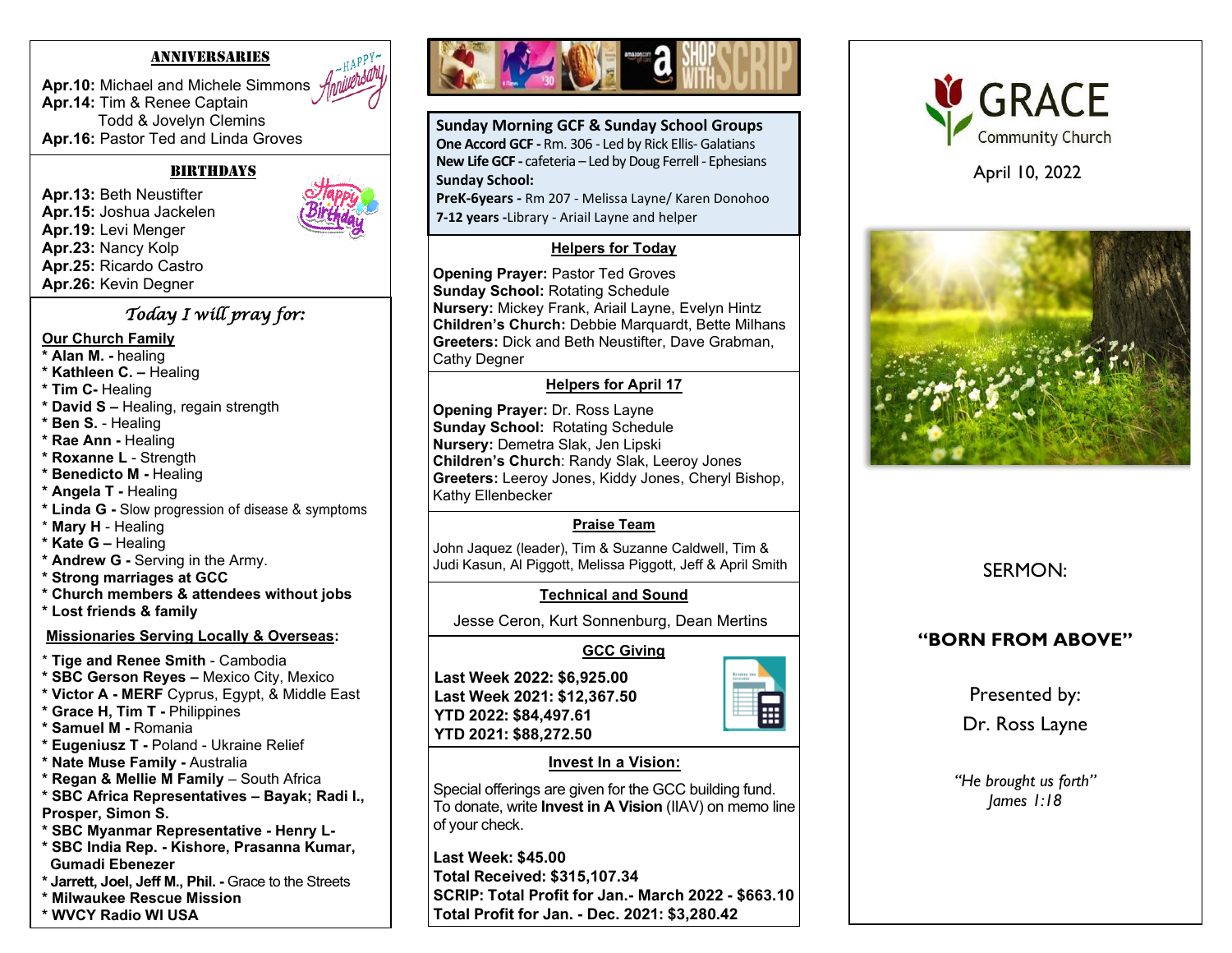## ANNIVERSARIES

**Apr.10:** Michael and Michele Simmons
**Apr.14:** Tim & Renee Captain
Todd & Jovelyn Clemins
**Apr.16:** Pastor Ted and Linda Groves

## BIRTHDAYS

**Apr.13:** Beth Neustifter
**Apr.15:** Joshua Jackelen
**Apr.19:** Levi Menger
**Apr.23:** Nancy Kolp
**Apr.25:** Ricardo Castro
**Apr.26:** Kevin Degner

## *Today I will pray for:*

**Our Church Family**

* **Alan M.** - healing
* **Kathleen C.** – Healing
* **Tim C**- Healing
* **David S** – Healing, regain strength
* **Ben S.** - Healing
* **Rae Ann** - Healing
* **Roxanne L** - Strength
* **Benedicto M** - Healing
* **Angela T** - Healing
* **Linda G** - Slow progression of disease & symptoms
* **Mary H** - Healing
* **Kate G** – Healing
* **Andrew G** - Serving in the Army.
* **Strong marriages at GCC**
* **Church members & attendees without jobs**
* **Lost friends & family**

**Missionaries Serving Locally & Overseas:**

* **Tige and Renee Smith** - Cambodia
* **SBC Gerson Reyes** – Mexico City, Mexico
* **Victor A - MERF** Cyprus, Egypt, & Middle East
* **Grace H, Tim T** - Philippines
* **Samuel M** - Romania
* **Eugeniusz T** - Poland - Ukraine Relief
* **Nate Muse Family** - Australia
* **Regan & Mellie M Family** – South Africa
* **SBC Africa Representatives – Bayak; Radi I., Prosper, Simon S.**
* **SBC Myanmar Representative - Henry L-**
* **SBC India Rep. - Kishore, Prasanna Kumar, Gumadi Ebenezer**
* **Jarrett, Joel, Jeff M., Phil.** - Grace to the Streets
* **Milwaukee Rescue Mission**
* **WVCY Radio WI USA**

SHOP WITH SCRIP

### Sunday Morning GCF & Sunday School Groups

**One Accord GCF** - Rm. 306 - Led by Rick Ellis- Galatians
**New Life GCF** - cafeteria – Led by Doug Ferrell - Ephesians
**Sunday School:**
**PreK-6years** - Rm 207 - Melissa Layne/ Karen Donohoo
**7-12 years** -Library - Ariail Layne and helper

### Helpers for Today

**Opening Prayer:** Pastor Ted Groves
**Sunday School:** Rotating Schedule
**Nursery:** Mickey Frank, Ariail Layne, Evelyn Hintz
**Children's Church:** Debbie Marquardt, Bette Milhans
**Greeters:** Dick and Beth Neustifter, Dave Grabman, Cathy Degner

### Helpers for April 17

**Opening Prayer:** Dr. Ross Layne
**Sunday School:** Rotating Schedule
**Nursery:** Demetra Slak, Jen Lipski
**Children's Church**: Randy Slak, Leeroy Jones
**Greeters:** Leeroy Jones, Kiddy Jones, Cheryl Bishop, Kathy Ellenbecker

### Praise Team

John Jaquez (leader), Tim & Suzanne Caldwell, Tim & Judi Kasun, Al Piggott, Melissa Piggott, Jeff & April Smith

### Technical and Sound

Jesse Ceron, Kurt Sonnenburg, Dean Mertins

### GCC Giving

**Last Week 2022: $6,925.00**
**Last Week 2021: $12,367.50**
**YTD 2022: $84,497.61**
**YTD 2021: $88,272.50**

### Invest In a Vision:

Special offerings are given for the GCC building fund. To donate, write **Invest in A Vision** (IIAV) on memo line of your check.

**Last Week: $45.00**
**Total Received: $315,107.34**
**SCRIP: Total Profit for Jan.- March 2022 - $663.10**
**Total Profit for Jan. - Dec. 2021: $3,280.42**

# GRACE
Community Church

April 10, 2022

SERMON:

## "BORN FROM ABOVE"

Presented by:
Dr. Ross Layne

*"He brought us forth"*
*James 1:18*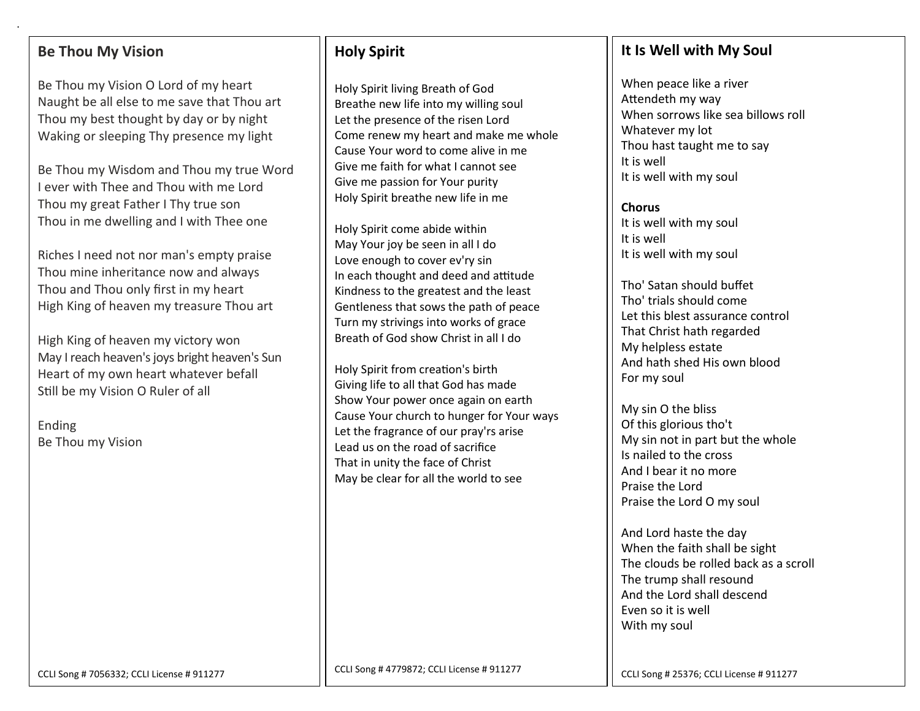## Be Thou My Vision

Be Thou my Vision O Lord of my heart
Naught be all else to me save that Thou art
Thou my best thought by day or by night
Waking or sleeping Thy presence my light

Be Thou my Wisdom and Thou my true Word
I ever with Thee and Thou with me Lord
Thou my great Father I Thy true son
Thou in me dwelling and I with Thee one

Riches I need not nor man's empty praise
Thou mine inheritance now and always
Thou and Thou only first in my heart
High King of heaven my treasure Thou art

High King of heaven my victory won
May I reach heaven's joys bright heaven's Sun
Heart of my own heart whatever befall
Still be my Vision O Ruler of all

Ending
Be Thou my Vision

CCLI Song # 7056332; CCLI License # 911277

## Holy Spirit

Holy Spirit living Breath of God
Breathe new life into my willing soul
Let the presence of the risen Lord
Come renew my heart and make me whole
Cause Your word to come alive in me
Give me faith for what I cannot see
Give me passion for Your purity
Holy Spirit breathe new life in me

Holy Spirit come abide within
May Your joy be seen in all I do
Love enough to cover ev'ry sin
In each thought and deed and attitude
Kindness to the greatest and the least
Gentleness that sows the path of peace
Turn my strivings into works of grace
Breath of God show Christ in all I do

Holy Spirit from creation's birth
Giving life to all that God has made
Show Your power once again on earth
Cause Your church to hunger for Your ways
Let the fragrance of our pray'rs arise
Lead us on the road of sacrifice
That in unity the face of Christ
May be clear for all the world to see

CCLI Song # 4779872; CCLI License # 911277

## It Is Well with My Soul

When peace like a river
Attendeth my way
When sorrows like sea billows roll
Whatever my lot
Thou hast taught me to say
It is well
It is well with my soul

**Chorus**
It is well with my soul
It is well
It is well with my soul

Tho' Satan should buffet
Tho' trials should come
Let this blest assurance control
That Christ hath regarded
My helpless estate
And hath shed His own blood
For my soul

My sin O the bliss
Of this glorious tho't
My sin not in part but the whole
Is nailed to the cross
And I bear it no more
Praise the Lord
Praise the Lord O my soul

And Lord haste the day
When the faith shall be sight
The clouds be rolled back as a scroll
The trump shall resound
And the Lord shall descend
Even so it is well
With my soul

CCLI Song # 25376; CCLI License # 911277